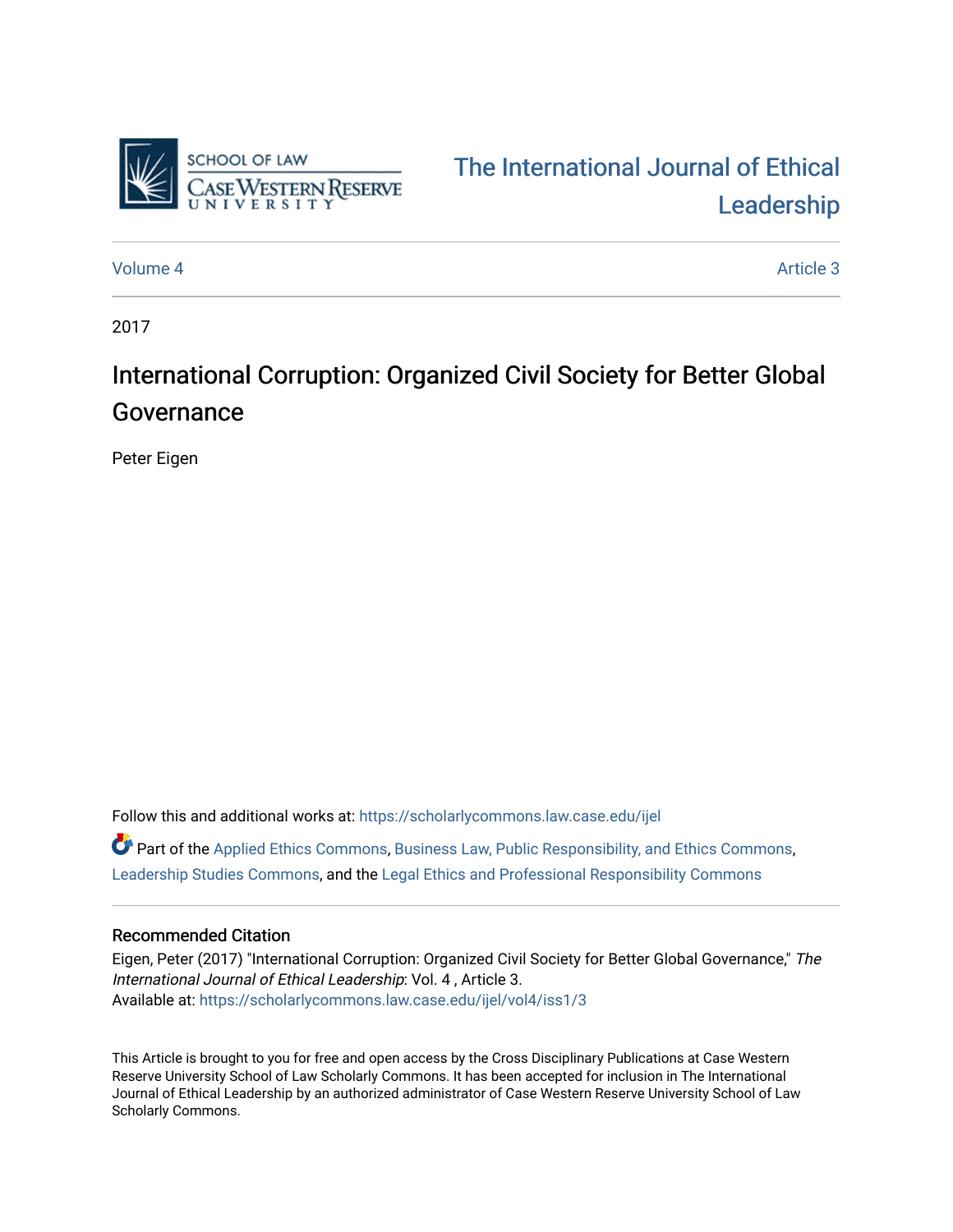SCHOOL OF LAW
CASE WESTERN RESERVE UNIVERSITY

The International Journal of Ethical Leadership

Volume 4 | Article 3

2017

# International Corruption: Organized Civil Society for Better Global Governance

Peter Eigen

Follow this and additional works at: https://scholarlycommons.law.case.edu/ijel

Part of the Applied Ethics Commons, Business Law, Public Responsibility, and Ethics Commons, Leadership Studies Commons, and the Legal Ethics and Professional Responsibility Commons

## Recommended Citation

Eigen, Peter (2017) "International Corruption: Organized Civil Society for Better Global Governance," *The International Journal of Ethical Leadership*: Vol. 4 , Article 3.
Available at: https://scholarlycommons.law.case.edu/ijel/vol4/iss1/3

This Article is brought to you for free and open access by the Cross Disciplinary Publications at Case Western Reserve University School of Law Scholarly Commons. It has been accepted for inclusion in The International Journal of Ethical Leadership by an authorized administrator of Case Western Reserve University School of Law Scholarly Commons.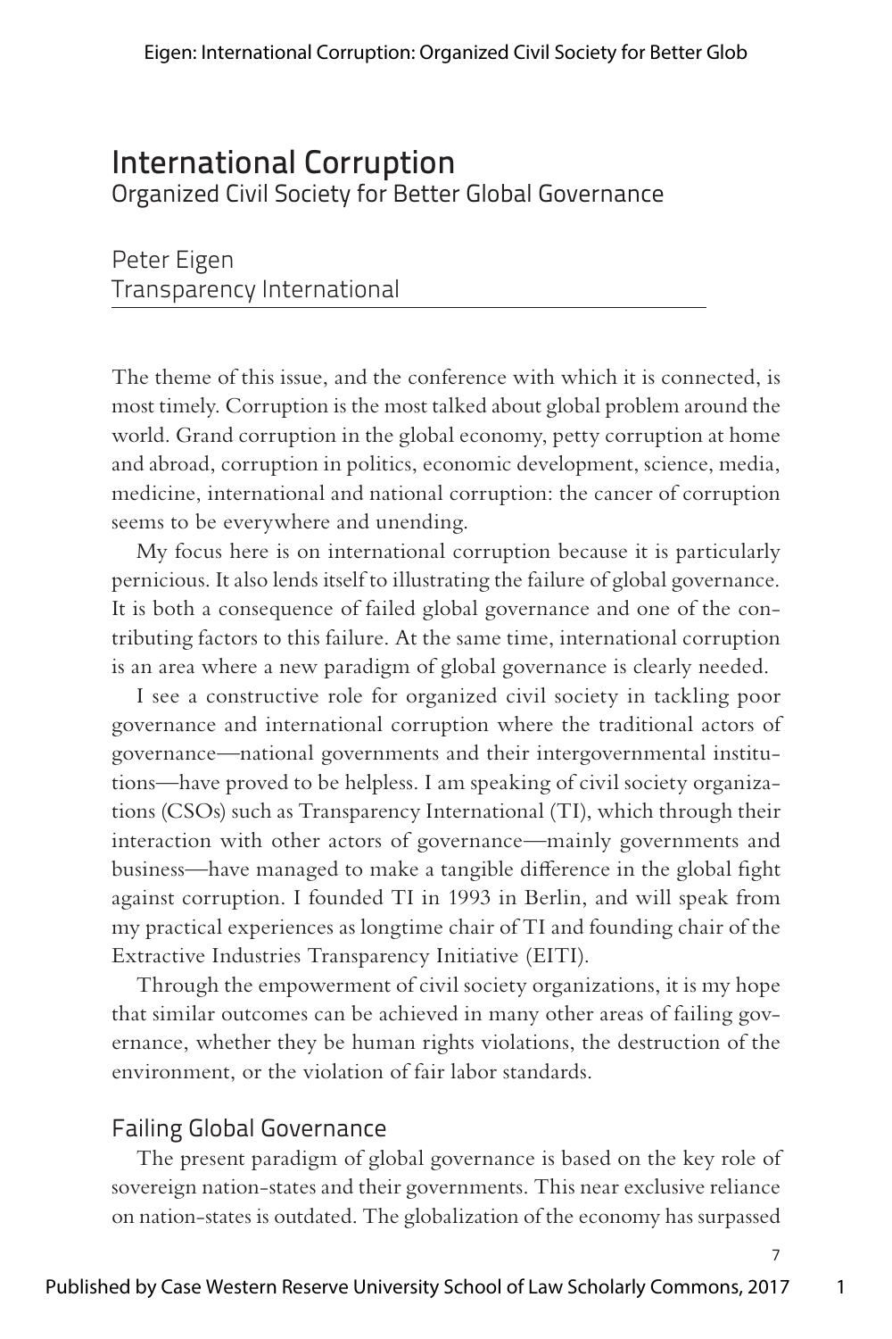# International Corruption

## Organized Civil Society for Better Global Governance

Peter Eigen
Transparency International

The theme of this issue, and the conference with which it is connected, is most timely. Corruption is the most talked about global problem around the world. Grand corruption in the global economy, petty corruption at home and abroad, corruption in politics, economic development, science, media, medicine, international and national corruption: the cancer of corruption seems to be everywhere and unending.

My focus here is on international corruption because it is particularly pernicious. It also lends itself to illustrating the failure of global governance. It is both a consequence of failed global governance and one of the contributing factors to this failure. At the same time, international corruption is an area where a new paradigm of global governance is clearly needed.

I see a constructive role for organized civil society in tackling poor governance and international corruption where the traditional actors of governance—national governments and their intergovernmental institutions—have proved to be helpless. I am speaking of civil society organizations (CSOs) such as Transparency International (TI), which through their interaction with other actors of governance—mainly governments and business—have managed to make a tangible difference in the global fight against corruption. I founded TI in 1993 in Berlin, and will speak from my practical experiences as longtime chair of TI and founding chair of the Extractive Industries Transparency Initiative (EITI).

Through the empowerment of civil society organizations, it is my hope that similar outcomes can be achieved in many other areas of failing governance, whether they be human rights violations, the destruction of the environment, or the violation of fair labor standards.

### Failing Global Governance

The present paradigm of global governance is based on the key role of sovereign nation-states and their governments. This near exclusive reliance on nation-states is outdated. The globalization of the economy has surpassed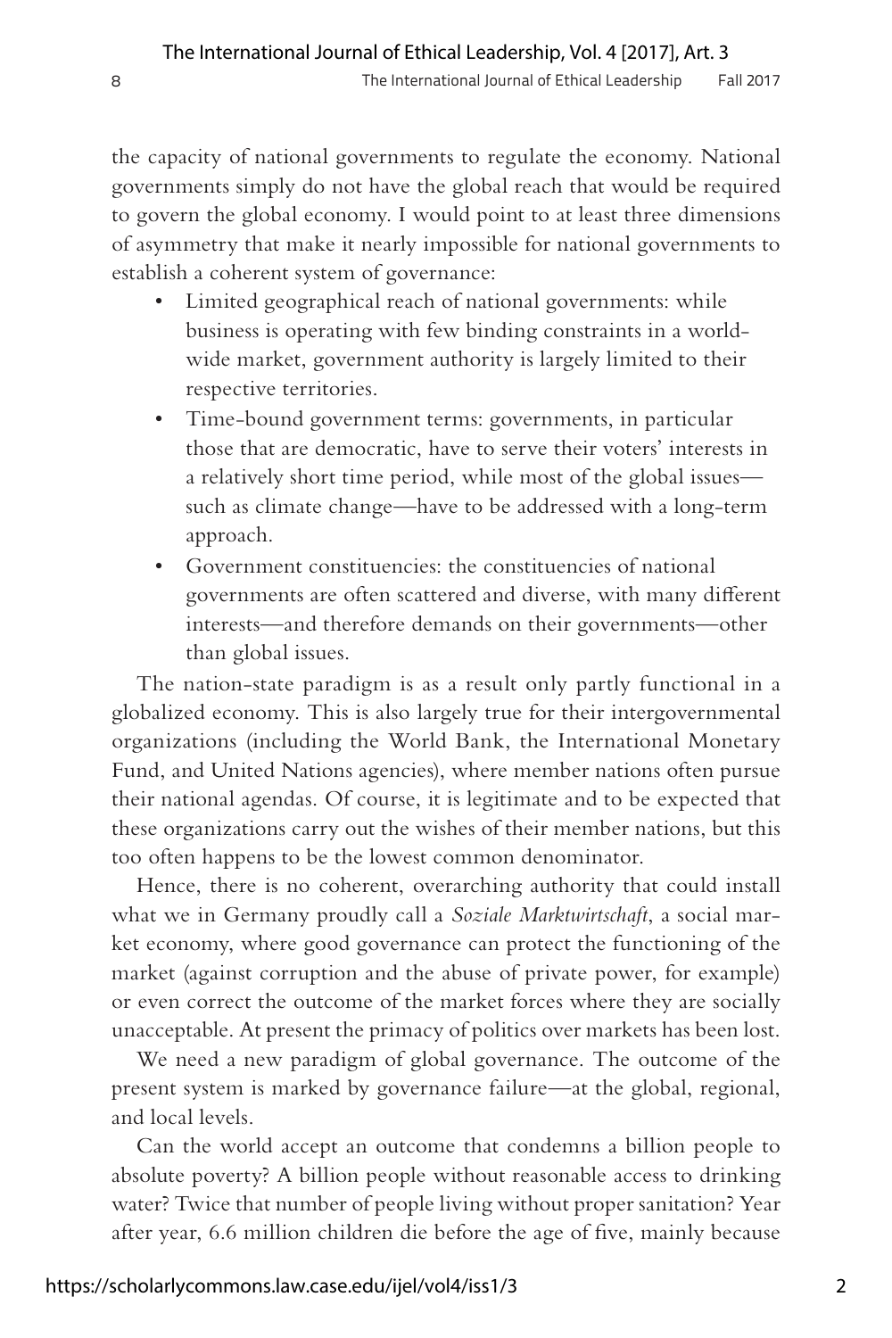the capacity of national governments to regulate the economy. National governments simply do not have the global reach that would be required to govern the global economy. I would point to at least three dimensions of asymmetry that make it nearly impossible for national governments to establish a coherent system of governance:

- Limited geographical reach of national governments: while business is operating with few binding constraints in a world-wide market, government authority is largely limited to their respective territories.
- Time-bound government terms: governments, in particular those that are democratic, have to serve their voters' interests in a relatively short time period, while most of the global issues—such as climate change—have to be addressed with a long-term approach.
- Government constituencies: the constituencies of national governments are often scattered and diverse, with many different interests—and therefore demands on their governments—other than global issues.

The nation-state paradigm is as a result only partly functional in a globalized economy. This is also largely true for their intergovernmental organizations (including the World Bank, the International Monetary Fund, and United Nations agencies), where member nations often pursue their national agendas. Of course, it is legitimate and to be expected that these organizations carry out the wishes of their member nations, but this too often happens to be the lowest common denominator.

Hence, there is no coherent, overarching authority that could install what we in Germany proudly call a *Soziale Marktwirtschaft*, a social market economy, where good governance can protect the functioning of the market (against corruption and the abuse of private power, for example) or even correct the outcome of the market forces where they are socially unacceptable. At present the primacy of politics over markets has been lost.

We need a new paradigm of global governance. The outcome of the present system is marked by governance failure—at the global, regional, and local levels.

Can the world accept an outcome that condemns a billion people to absolute poverty? A billion people without reasonable access to drinking water? Twice that number of people living without proper sanitation? Year after year, 6.6 million children die before the age of five, mainly because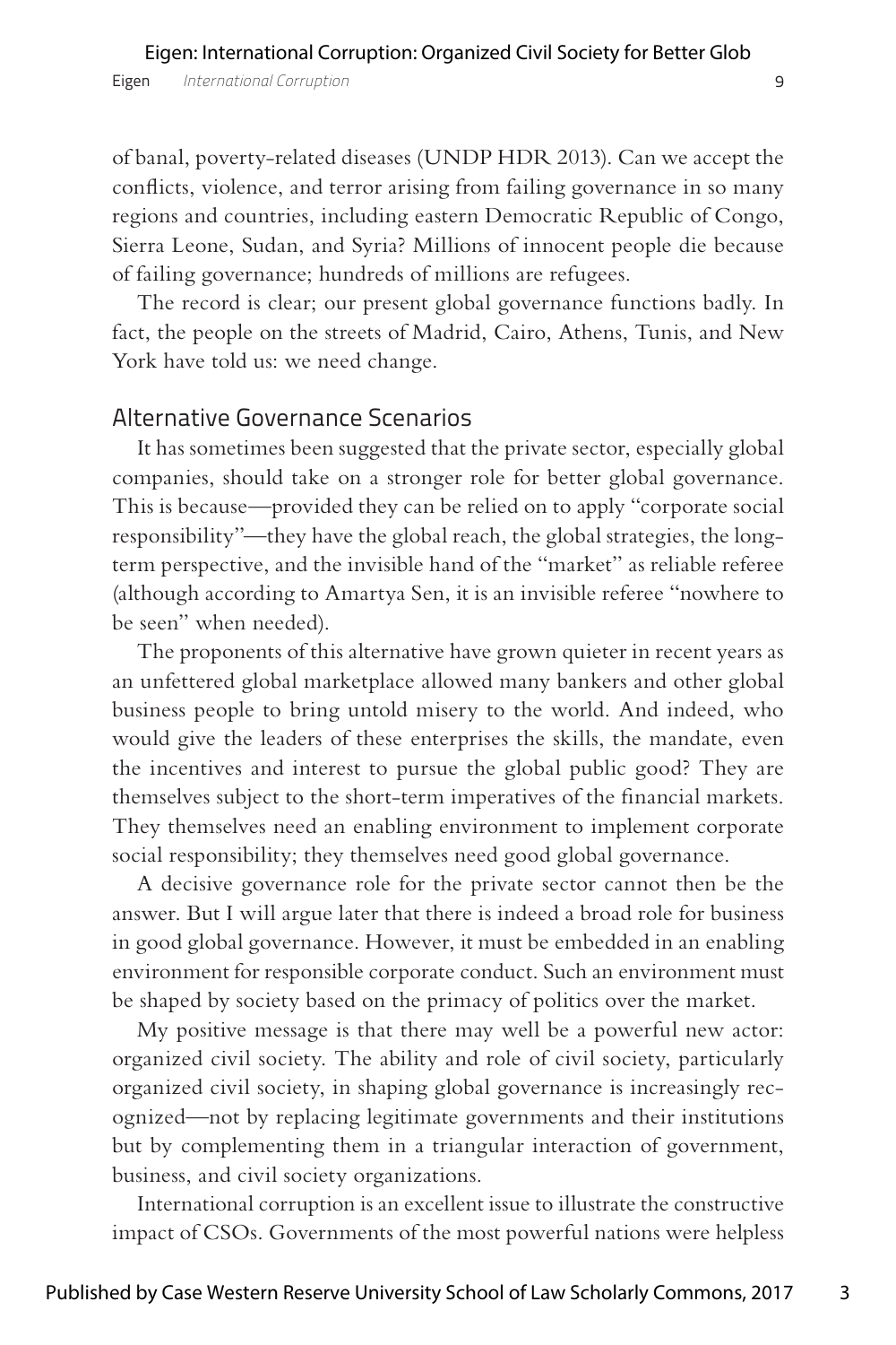of banal, poverty-related diseases (UNDP HDR 2013). Can we accept the conflicts, violence, and terror arising from failing governance in so many regions and countries, including eastern Democratic Republic of Congo, Sierra Leone, Sudan, and Syria? Millions of innocent people die because of failing governance; hundreds of millions are refugees.

The record is clear; our present global governance functions badly. In fact, the people on the streets of Madrid, Cairo, Athens, Tunis, and New York have told us: we need change.

## Alternative Governance Scenarios

It has sometimes been suggested that the private sector, especially global companies, should take on a stronger role for better global governance. This is because—provided they can be relied on to apply "corporate social responsibility"—they have the global reach, the global strategies, the long-term perspective, and the invisible hand of the "market" as reliable referee (although according to Amartya Sen, it is an invisible referee "nowhere to be seen" when needed).

The proponents of this alternative have grown quieter in recent years as an unfettered global marketplace allowed many bankers and other global business people to bring untold misery to the world. And indeed, who would give the leaders of these enterprises the skills, the mandate, even the incentives and interest to pursue the global public good? They are themselves subject to the short-term imperatives of the financial markets. They themselves need an enabling environment to implement corporate social responsibility; they themselves need good global governance.

A decisive governance role for the private sector cannot then be the answer. But I will argue later that there is indeed a broad role for business in good global governance. However, it must be embedded in an enabling environment for responsible corporate conduct. Such an environment must be shaped by society based on the primacy of politics over the market.

My positive message is that there may well be a powerful new actor: organized civil society. The ability and role of civil society, particularly organized civil society, in shaping global governance is increasingly recognized—not by replacing legitimate governments and their institutions but by complementing them in a triangular interaction of government, business, and civil society organizations.

International corruption is an excellent issue to illustrate the constructive impact of CSOs. Governments of the most powerful nations were helpless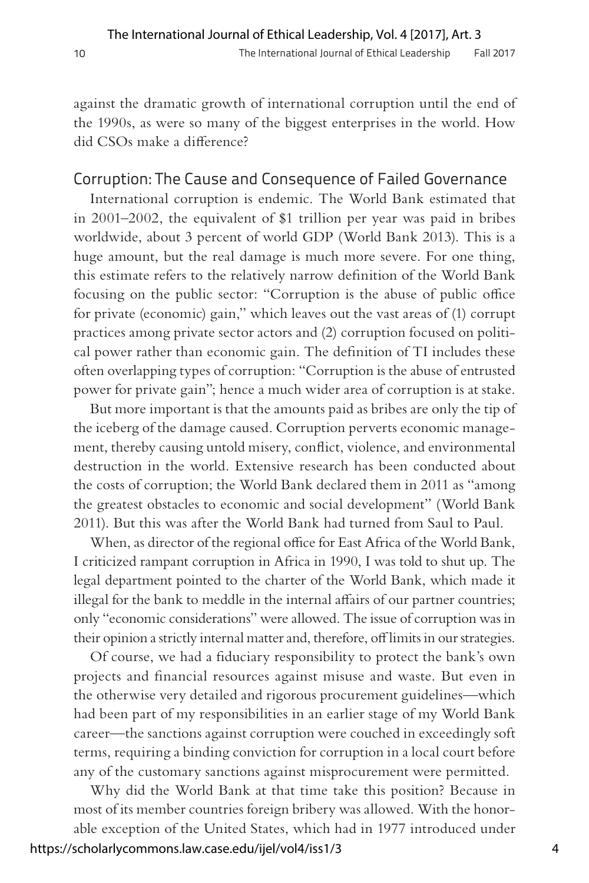against the dramatic growth of international corruption until the end of the 1990s, as were so many of the biggest enterprises in the world. How did CSOs make a difference?

## Corruption: The Cause and Consequence of Failed Governance

International corruption is endemic. The World Bank estimated that in 2001–2002, the equivalent of $1 trillion per year was paid in bribes worldwide, about 3 percent of world GDP (World Bank 2013). This is a huge amount, but the real damage is much more severe. For one thing, this estimate refers to the relatively narrow definition of the World Bank focusing on the public sector: "Corruption is the abuse of public office for private (economic) gain," which leaves out the vast areas of (1) corrupt practices among private sector actors and (2) corruption focused on political power rather than economic gain. The definition of TI includes these often overlapping types of corruption: "Corruption is the abuse of entrusted power for private gain"; hence a much wider area of corruption is at stake.

But more important is that the amounts paid as bribes are only the tip of the iceberg of the damage caused. Corruption perverts economic management, thereby causing untold misery, conflict, violence, and environmental destruction in the world. Extensive research has been conducted about the costs of corruption; the World Bank declared them in 2011 as "among the greatest obstacles to economic and social development" (World Bank 2011). But this was after the World Bank had turned from Saul to Paul.

When, as director of the regional office for East Africa of the World Bank, I criticized rampant corruption in Africa in 1990, I was told to shut up. The legal department pointed to the charter of the World Bank, which made it illegal for the bank to meddle in the internal affairs of our partner countries; only "economic considerations" were allowed. The issue of corruption was in their opinion a strictly internal matter and, therefore, off limits in our strategies.

Of course, we had a fiduciary responsibility to protect the bank's own projects and financial resources against misuse and waste. But even in the otherwise very detailed and rigorous procurement guidelines—which had been part of my responsibilities in an earlier stage of my World Bank career—the sanctions against corruption were couched in exceedingly soft terms, requiring a binding conviction for corruption in a local court before any of the customary sanctions against misprocurement were permitted.

Why did the World Bank at that time take this position? Because in most of its member countries foreign bribery was allowed. With the honorable exception of the United States, which had in 1977 introduced under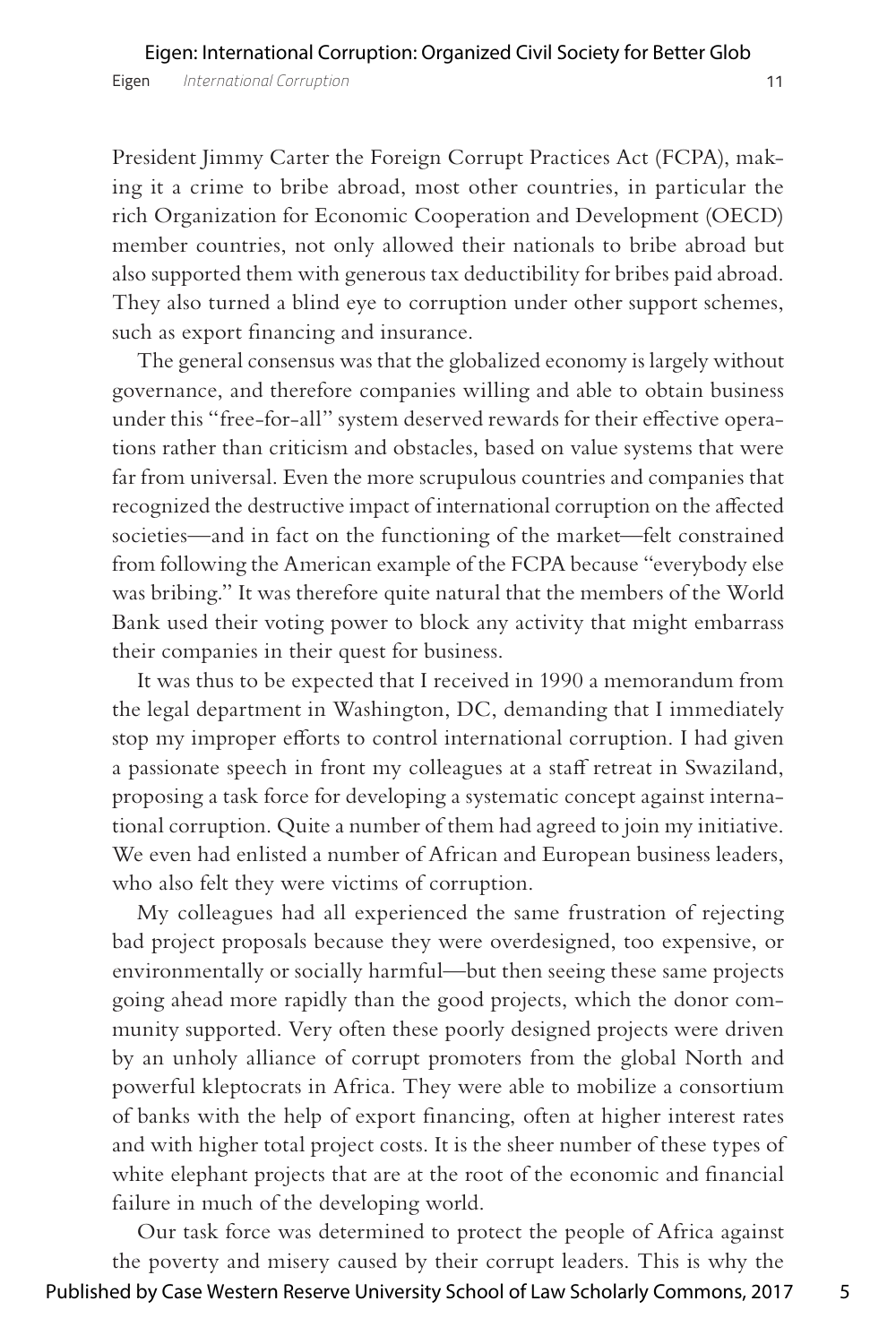President Jimmy Carter the Foreign Corrupt Practices Act (FCPA), making it a crime to bribe abroad, most other countries, in particular the rich Organization for Economic Cooperation and Development (OECD) member countries, not only allowed their nationals to bribe abroad but also supported them with generous tax deductibility for bribes paid abroad. They also turned a blind eye to corruption under other support schemes, such as export financing and insurance.

The general consensus was that the globalized economy is largely without governance, and therefore companies willing and able to obtain business under this "free-for-all" system deserved rewards for their effective operations rather than criticism and obstacles, based on value systems that were far from universal. Even the more scrupulous countries and companies that recognized the destructive impact of international corruption on the affected societies—and in fact on the functioning of the market—felt constrained from following the American example of the FCPA because "everybody else was bribing." It was therefore quite natural that the members of the World Bank used their voting power to block any activity that might embarrass their companies in their quest for business.

It was thus to be expected that I received in 1990 a memorandum from the legal department in Washington, DC, demanding that I immediately stop my improper efforts to control international corruption. I had given a passionate speech in front my colleagues at a staff retreat in Swaziland, proposing a task force for developing a systematic concept against international corruption. Quite a number of them had agreed to join my initiative. We even had enlisted a number of African and European business leaders, who also felt they were victims of corruption.

My colleagues had all experienced the same frustration of rejecting bad project proposals because they were overdesigned, too expensive, or environmentally or socially harmful—but then seeing these same projects going ahead more rapidly than the good projects, which the donor community supported. Very often these poorly designed projects were driven by an unholy alliance of corrupt promoters from the global North and powerful kleptocrats in Africa. They were able to mobilize a consortium of banks with the help of export financing, often at higher interest rates and with higher total project costs. It is the sheer number of these types of white elephant projects that are at the root of the economic and financial failure in much of the developing world.

Our task force was determined to protect the people of Africa against the poverty and misery caused by their corrupt leaders. This is why the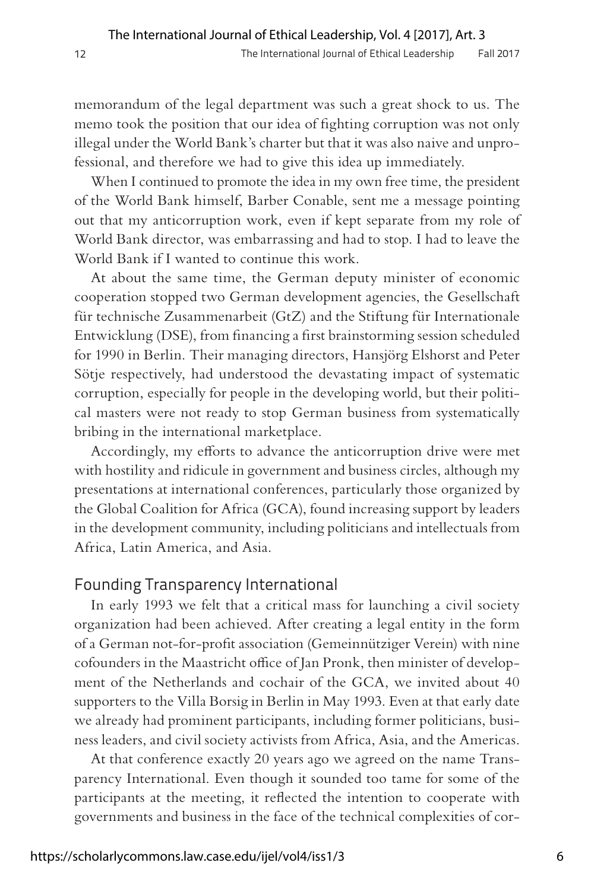memorandum of the legal department was such a great shock to us. The memo took the position that our idea of fighting corruption was not only illegal under the World Bank's charter but that it was also naive and unprofessional, and therefore we had to give this idea up immediately.

When I continued to promote the idea in my own free time, the president of the World Bank himself, Barber Conable, sent me a message pointing out that my anticorruption work, even if kept separate from my role of World Bank director, was embarrassing and had to stop. I had to leave the World Bank if I wanted to continue this work.

At about the same time, the German deputy minister of economic cooperation stopped two German development agencies, the Gesellschaft für technische Zusammenarbeit (GtZ) and the Stiftung für Internationale Entwicklung (DSE), from financing a first brainstorming session scheduled for 1990 in Berlin. Their managing directors, Hansjörg Elshorst and Peter Sötje respectively, had understood the devastating impact of systematic corruption, especially for people in the developing world, but their political masters were not ready to stop German business from systematically bribing in the international marketplace.

Accordingly, my efforts to advance the anticorruption drive were met with hostility and ridicule in government and business circles, although my presentations at international conferences, particularly those organized by the Global Coalition for Africa (GCA), found increasing support by leaders in the development community, including politicians and intellectuals from Africa, Latin America, and Asia.

## Founding Transparency International

In early 1993 we felt that a critical mass for launching a civil society organization had been achieved. After creating a legal entity in the form of a German not-for-profit association (Gemeinnütziger Verein) with nine cofounders in the Maastricht office of Jan Pronk, then minister of development of the Netherlands and cochair of the GCA, we invited about 40 supporters to the Villa Borsig in Berlin in May 1993. Even at that early date we already had prominent participants, including former politicians, business leaders, and civil society activists from Africa, Asia, and the Americas.

At that conference exactly 20 years ago we agreed on the name Transparency International. Even though it sounded too tame for some of the participants at the meeting, it reflected the intention to cooperate with governments and business in the face of the technical complexities of cor-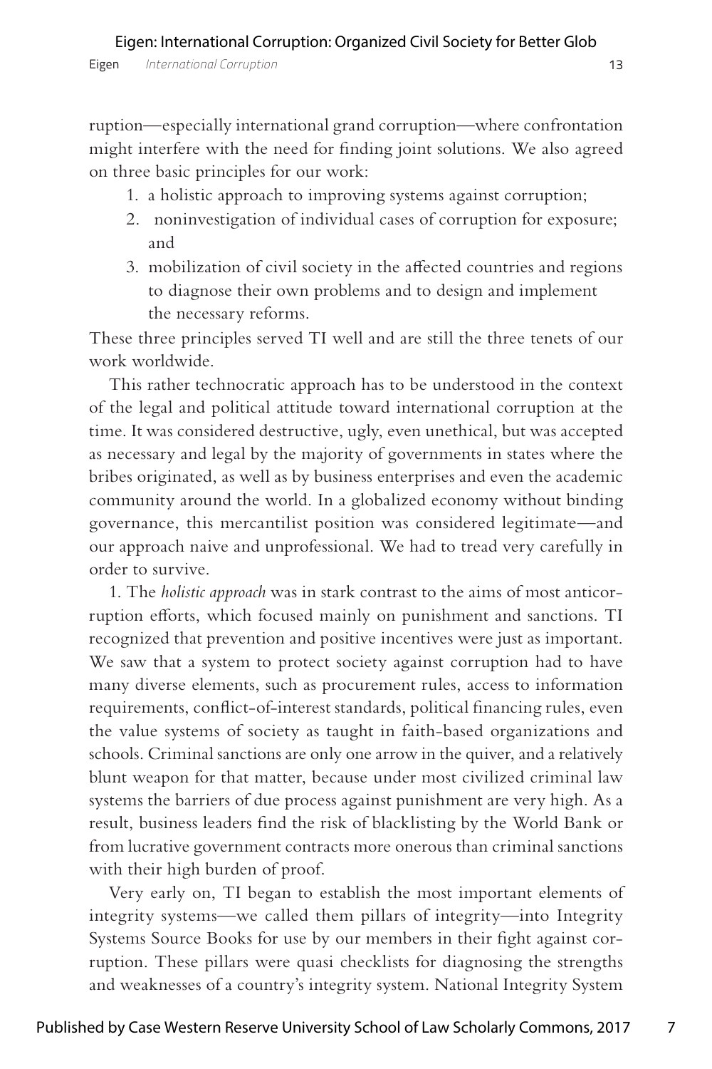ruption—especially international grand corruption—where confrontation might interfere with the need for finding joint solutions. We also agreed on three basic principles for our work:

1. a holistic approach to improving systems against corruption;
2. noninvestigation of individual cases of corruption for exposure; and
3. mobilization of civil society in the affected countries and regions to diagnose their own problems and to design and implement the necessary reforms.

These three principles served TI well and are still the three tenets of our work worldwide.

This rather technocratic approach has to be understood in the context of the legal and political attitude toward international corruption at the time. It was considered destructive, ugly, even unethical, but was accepted as necessary and legal by the majority of governments in states where the bribes originated, as well as by business enterprises and even the academic community around the world. In a globalized economy without binding governance, this mercantilist position was considered legitimate—and our approach naive and unprofessional. We had to tread very carefully in order to survive.

1. The *holistic approach* was in stark contrast to the aims of most anticorruption efforts, which focused mainly on punishment and sanctions. TI recognized that prevention and positive incentives were just as important. We saw that a system to protect society against corruption had to have many diverse elements, such as procurement rules, access to information requirements, conflict-of-interest standards, political financing rules, even the value systems of society as taught in faith-based organizations and schools. Criminal sanctions are only one arrow in the quiver, and a relatively blunt weapon for that matter, because under most civilized criminal law systems the barriers of due process against punishment are very high. As a result, business leaders find the risk of blacklisting by the World Bank or from lucrative government contracts more onerous than criminal sanctions with their high burden of proof.

Very early on, TI began to establish the most important elements of integrity systems—we called them pillars of integrity—into Integrity Systems Source Books for use by our members in their fight against corruption. These pillars were quasi checklists for diagnosing the strengths and weaknesses of a country's integrity system. National Integrity System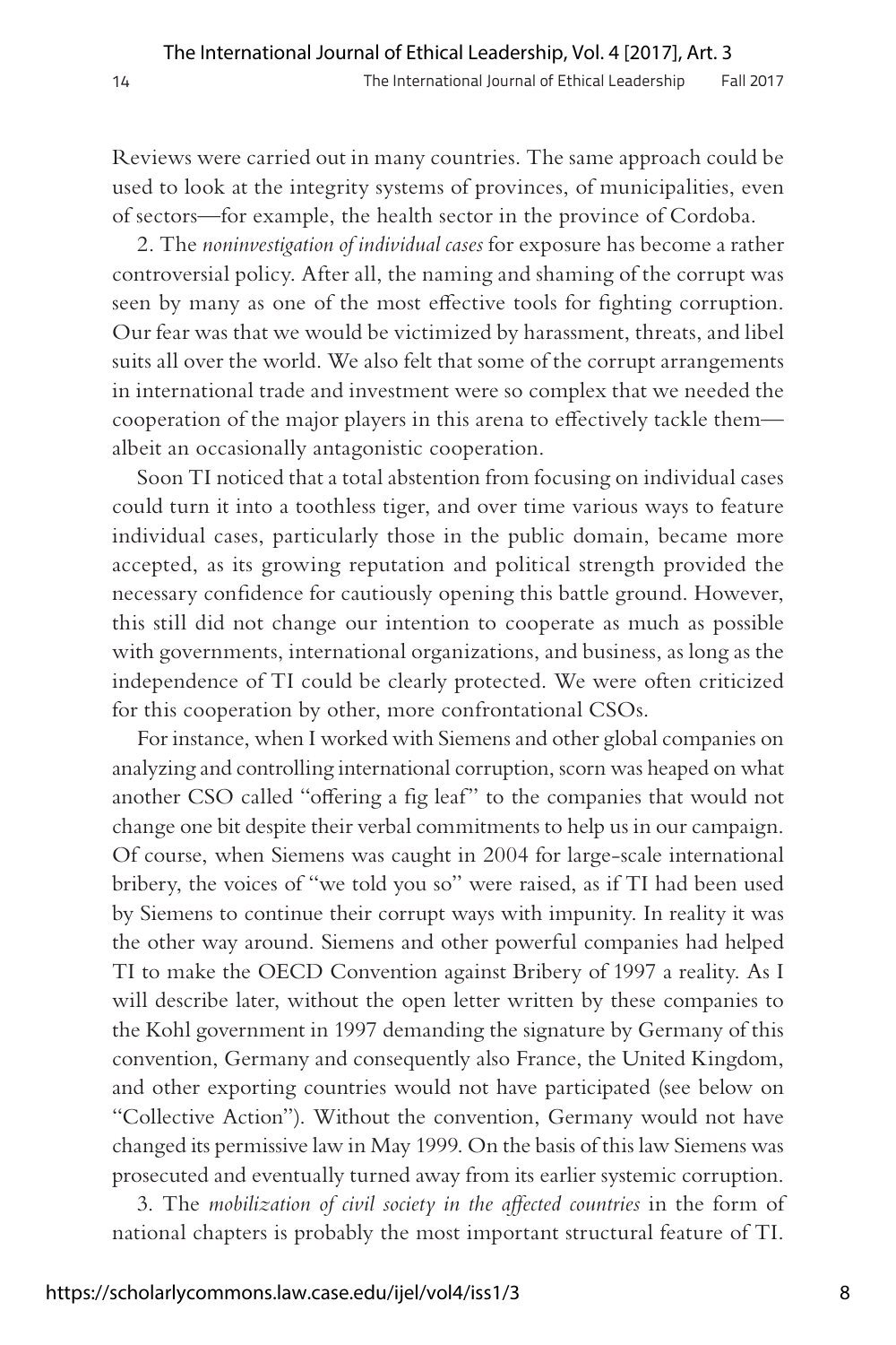Reviews were carried out in many countries. The same approach could be used to look at the integrity systems of provinces, of municipalities, even of sectors—for example, the health sector in the province of Cordoba.

2. The *noninvestigation of individual cases* for exposure has become a rather controversial policy. After all, the naming and shaming of the corrupt was seen by many as one of the most effective tools for fighting corruption. Our fear was that we would be victimized by harassment, threats, and libel suits all over the world. We also felt that some of the corrupt arrangements in international trade and investment were so complex that we needed the cooperation of the major players in this arena to effectively tackle them—albeit an occasionally antagonistic cooperation.

Soon TI noticed that a total abstention from focusing on individual cases could turn it into a toothless tiger, and over time various ways to feature individual cases, particularly those in the public domain, became more accepted, as its growing reputation and political strength provided the necessary confidence for cautiously opening this battle ground. However, this still did not change our intention to cooperate as much as possible with governments, international organizations, and business, as long as the independence of TI could be clearly protected. We were often criticized for this cooperation by other, more confrontational CSOs.

For instance, when I worked with Siemens and other global companies on analyzing and controlling international corruption, scorn was heaped on what another CSO called "offering a fig leaf" to the companies that would not change one bit despite their verbal commitments to help us in our campaign. Of course, when Siemens was caught in 2004 for large-scale international bribery, the voices of "we told you so" were raised, as if TI had been used by Siemens to continue their corrupt ways with impunity. In reality it was the other way around. Siemens and other powerful companies had helped TI to make the OECD Convention against Bribery of 1997 a reality. As I will describe later, without the open letter written by these companies to the Kohl government in 1997 demanding the signature by Germany of this convention, Germany and consequently also France, the United Kingdom, and other exporting countries would not have participated (see below on "Collective Action"). Without the convention, Germany would not have changed its permissive law in May 1999. On the basis of this law Siemens was prosecuted and eventually turned away from its earlier systemic corruption.

3. The *mobilization of civil society in the affected countries* in the form of national chapters is probably the most important structural feature of TI.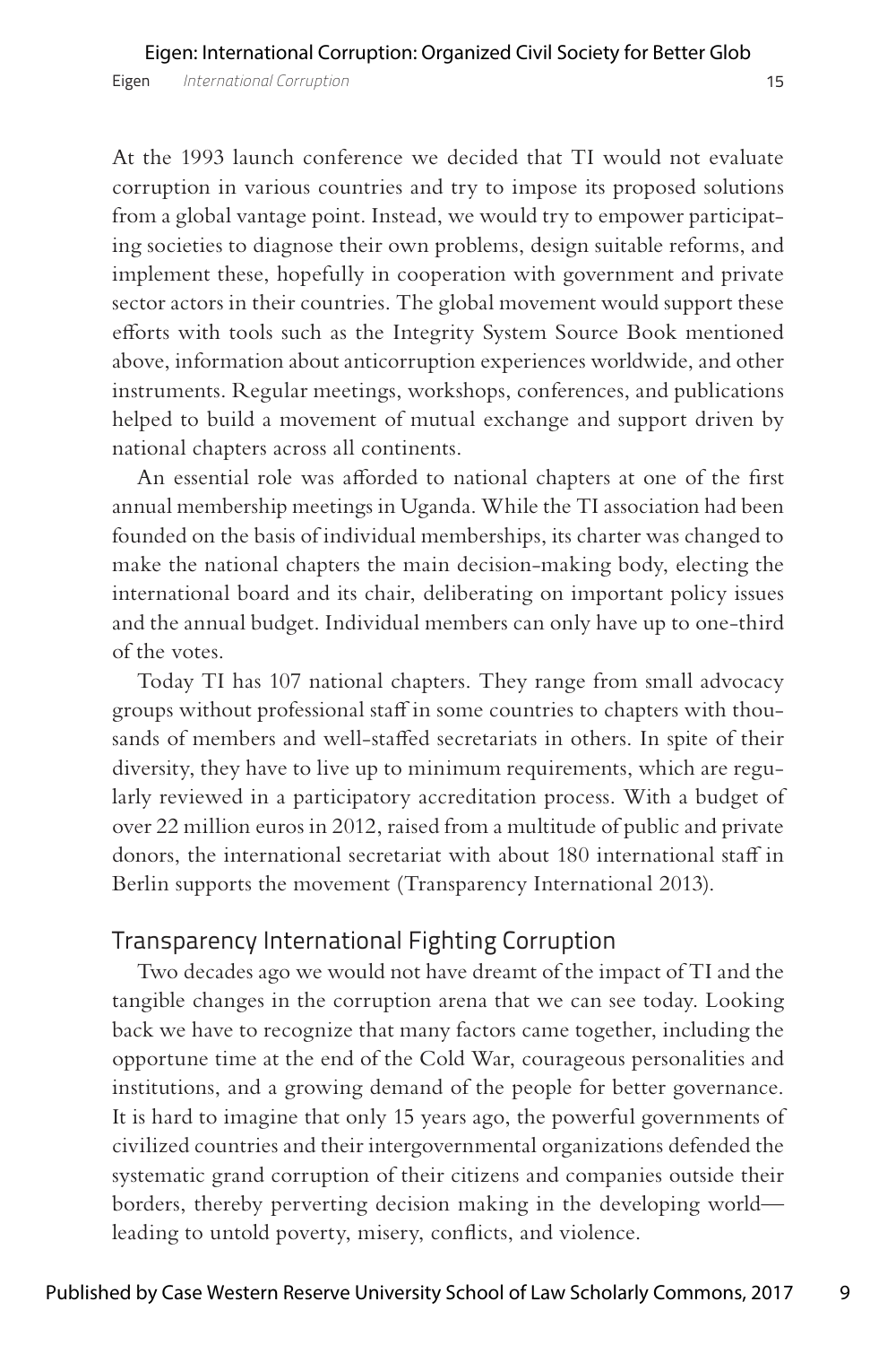At the 1993 launch conference we decided that TI would not evaluate corruption in various countries and try to impose its proposed solutions from a global vantage point. Instead, we would try to empower participating societies to diagnose their own problems, design suitable reforms, and implement these, hopefully in cooperation with government and private sector actors in their countries. The global movement would support these efforts with tools such as the Integrity System Source Book mentioned above, information about anticorruption experiences worldwide, and other instruments. Regular meetings, workshops, conferences, and publications helped to build a movement of mutual exchange and support driven by national chapters across all continents.

An essential role was afforded to national chapters at one of the first annual membership meetings in Uganda. While the TI association had been founded on the basis of individual memberships, its charter was changed to make the national chapters the main decision-making body, electing the international board and its chair, deliberating on important policy issues and the annual budget. Individual members can only have up to one-third of the votes.

Today TI has 107 national chapters. They range from small advocacy groups without professional staff in some countries to chapters with thousands of members and well-staffed secretariats in others. In spite of their diversity, they have to live up to minimum requirements, which are regularly reviewed in a participatory accreditation process. With a budget of over 22 million euros in 2012, raised from a multitude of public and private donors, the international secretariat with about 180 international staff in Berlin supports the movement (Transparency International 2013).

## Transparency International Fighting Corruption

Two decades ago we would not have dreamt of the impact of TI and the tangible changes in the corruption arena that we can see today. Looking back we have to recognize that many factors came together, including the opportune time at the end of the Cold War, courageous personalities and institutions, and a growing demand of the people for better governance. It is hard to imagine that only 15 years ago, the powerful governments of civilized countries and their intergovernmental organizations defended the systematic grand corruption of their citizens and companies outside their borders, thereby perverting decision making in the developing world—leading to untold poverty, misery, conflicts, and violence.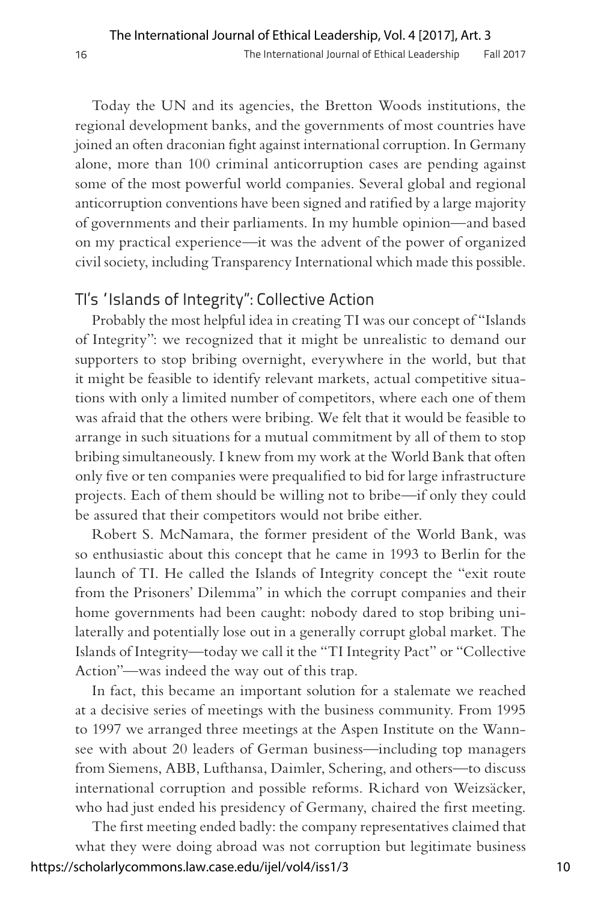Today the UN and its agencies, the Bretton Woods institutions, the regional development banks, and the governments of most countries have joined an often draconian fight against international corruption. In Germany alone, more than 100 criminal anticorruption cases are pending against some of the most powerful world companies. Several global and regional anticorruption conventions have been signed and ratified by a large majority of governments and their parliaments. In my humble opinion—and based on my practical experience—it was the advent of the power of organized civil society, including Transparency International which made this possible.

## TI's 'Islands of Integrity": Collective Action

Probably the most helpful idea in creating TI was our concept of "Islands of Integrity": we recognized that it might be unrealistic to demand our supporters to stop bribing overnight, everywhere in the world, but that it might be feasible to identify relevant markets, actual competitive situations with only a limited number of competitors, where each one of them was afraid that the others were bribing. We felt that it would be feasible to arrange in such situations for a mutual commitment by all of them to stop bribing simultaneously. I knew from my work at the World Bank that often only five or ten companies were prequalified to bid for large infrastructure projects. Each of them should be willing not to bribe—if only they could be assured that their competitors would not bribe either.

Robert S. McNamara, the former president of the World Bank, was so enthusiastic about this concept that he came in 1993 to Berlin for the launch of TI. He called the Islands of Integrity concept the "exit route from the Prisoners' Dilemma" in which the corrupt companies and their home governments had been caught: nobody dared to stop bribing unilaterally and potentially lose out in a generally corrupt global market. The Islands of Integrity—today we call it the "TI Integrity Pact" or "Collective Action"—was indeed the way out of this trap.

In fact, this became an important solution for a stalemate we reached at a decisive series of meetings with the business community. From 1995 to 1997 we arranged three meetings at the Aspen Institute on the Wannsee with about 20 leaders of German business—including top managers from Siemens, ABB, Lufthansa, Daimler, Schering, and others—to discuss international corruption and possible reforms. Richard von Weizsäcker, who had just ended his presidency of Germany, chaired the first meeting.

The first meeting ended badly: the company representatives claimed that what they were doing abroad was not corruption but legitimate business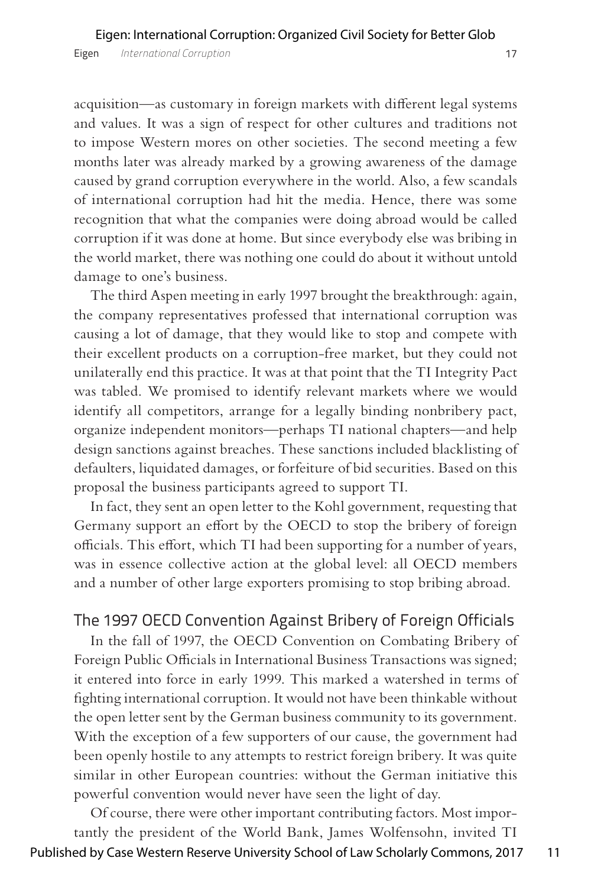acquisition—as customary in foreign markets with different legal systems and values. It was a sign of respect for other cultures and traditions not to impose Western mores on other societies. The second meeting a few months later was already marked by a growing awareness of the damage caused by grand corruption everywhere in the world. Also, a few scandals of international corruption had hit the media. Hence, there was some recognition that what the companies were doing abroad would be called corruption if it was done at home. But since everybody else was bribing in the world market, there was nothing one could do about it without untold damage to one's business.

The third Aspen meeting in early 1997 brought the breakthrough: again, the company representatives professed that international corruption was causing a lot of damage, that they would like to stop and compete with their excellent products on a corruption-free market, but they could not unilaterally end this practice. It was at that point that the TI Integrity Pact was tabled. We promised to identify relevant markets where we would identify all competitors, arrange for a legally binding nonbribery pact, organize independent monitors—perhaps TI national chapters—and help design sanctions against breaches. These sanctions included blacklisting of defaulters, liquidated damages, or forfeiture of bid securities. Based on this proposal the business participants agreed to support TI.

In fact, they sent an open letter to the Kohl government, requesting that Germany support an effort by the OECD to stop the bribery of foreign officials. This effort, which TI had been supporting for a number of years, was in essence collective action at the global level: all OECD members and a number of other large exporters promising to stop bribing abroad.

## The 1997 OECD Convention Against Bribery of Foreign Officials

In the fall of 1997, the OECD Convention on Combating Bribery of Foreign Public Officials in International Business Transactions was signed; it entered into force in early 1999. This marked a watershed in terms of fighting international corruption. It would not have been thinkable without the open letter sent by the German business community to its government. With the exception of a few supporters of our cause, the government had been openly hostile to any attempts to restrict foreign bribery. It was quite similar in other European countries: without the German initiative this powerful convention would never have seen the light of day.

Of course, there were other important contributing factors. Most importantly the president of the World Bank, James Wolfensohn, invited TI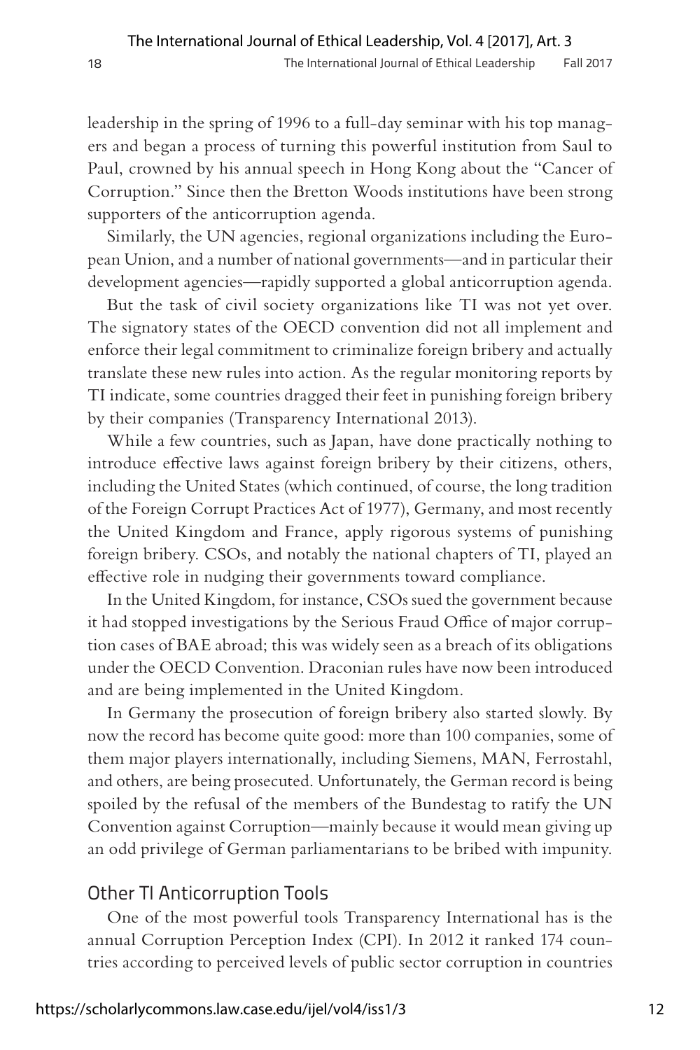leadership in the spring of 1996 to a full-day seminar with his top managers and began a process of turning this powerful institution from Saul to Paul, crowned by his annual speech in Hong Kong about the "Cancer of Corruption." Since then the Bretton Woods institutions have been strong supporters of the anticorruption agenda.

Similarly, the UN agencies, regional organizations including the European Union, and a number of national governments—and in particular their development agencies—rapidly supported a global anticorruption agenda.

But the task of civil society organizations like TI was not yet over. The signatory states of the OECD convention did not all implement and enforce their legal commitment to criminalize foreign bribery and actually translate these new rules into action. As the regular monitoring reports by TI indicate, some countries dragged their feet in punishing foreign bribery by their companies (Transparency International 2013).

While a few countries, such as Japan, have done practically nothing to introduce effective laws against foreign bribery by their citizens, others, including the United States (which continued, of course, the long tradition of the Foreign Corrupt Practices Act of 1977), Germany, and most recently the United Kingdom and France, apply rigorous systems of punishing foreign bribery. CSOs, and notably the national chapters of TI, played an effective role in nudging their governments toward compliance.

In the United Kingdom, for instance, CSOs sued the government because it had stopped investigations by the Serious Fraud Office of major corruption cases of BAE abroad; this was widely seen as a breach of its obligations under the OECD Convention. Draconian rules have now been introduced and are being implemented in the United Kingdom.

In Germany the prosecution of foreign bribery also started slowly. By now the record has become quite good: more than 100 companies, some of them major players internationally, including Siemens, MAN, Ferrostahl, and others, are being prosecuted. Unfortunately, the German record is being spoiled by the refusal of the members of the Bundestag to ratify the UN Convention against Corruption—mainly because it would mean giving up an odd privilege of German parliamentarians to be bribed with impunity.

## Other TI Anticorruption Tools

One of the most powerful tools Transparency International has is the annual Corruption Perception Index (CPI). In 2012 it ranked 174 countries according to perceived levels of public sector corruption in countries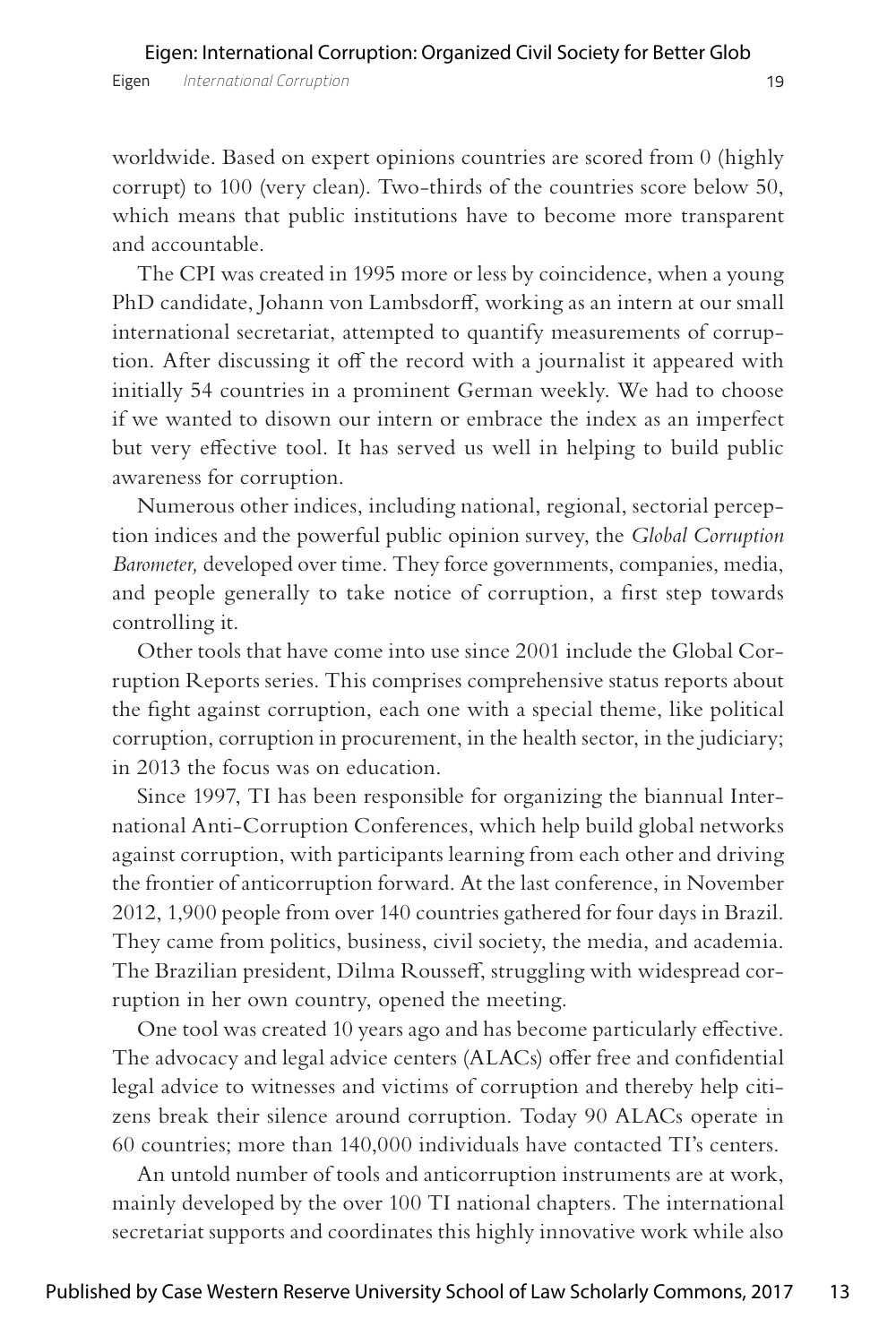worldwide. Based on expert opinions countries are scored from 0 (highly corrupt) to 100 (very clean). Two-thirds of the countries score below 50, which means that public institutions have to become more transparent and accountable.

The CPI was created in 1995 more or less by coincidence, when a young PhD candidate, Johann von Lambsdorff, working as an intern at our small international secretariat, attempted to quantify measurements of corruption. After discussing it off the record with a journalist it appeared with initially 54 countries in a prominent German weekly. We had to choose if we wanted to disown our intern or embrace the index as an imperfect but very effective tool. It has served us well in helping to build public awareness for corruption.

Numerous other indices, including national, regional, sectorial perception indices and the powerful public opinion survey, the *Global Corruption Barometer,* developed over time. They force governments, companies, media, and people generally to take notice of corruption, a first step towards controlling it.

Other tools that have come into use since 2001 include the Global Corruption Reports series. This comprises comprehensive status reports about the fight against corruption, each one with a special theme, like political corruption, corruption in procurement, in the health sector, in the judiciary; in 2013 the focus was on education.

Since 1997, TI has been responsible for organizing the biannual International Anti-Corruption Conferences, which help build global networks against corruption, with participants learning from each other and driving the frontier of anticorruption forward. At the last conference, in November 2012, 1,900 people from over 140 countries gathered for four days in Brazil. They came from politics, business, civil society, the media, and academia. The Brazilian president, Dilma Rousseff, struggling with widespread corruption in her own country, opened the meeting.

One tool was created 10 years ago and has become particularly effective. The advocacy and legal advice centers (ALACs) offer free and confidential legal advice to witnesses and victims of corruption and thereby help citizens break their silence around corruption. Today 90 ALACs operate in 60 countries; more than 140,000 individuals have contacted TI's centers.

An untold number of tools and anticorruption instruments are at work, mainly developed by the over 100 TI national chapters. The international secretariat supports and coordinates this highly innovative work while also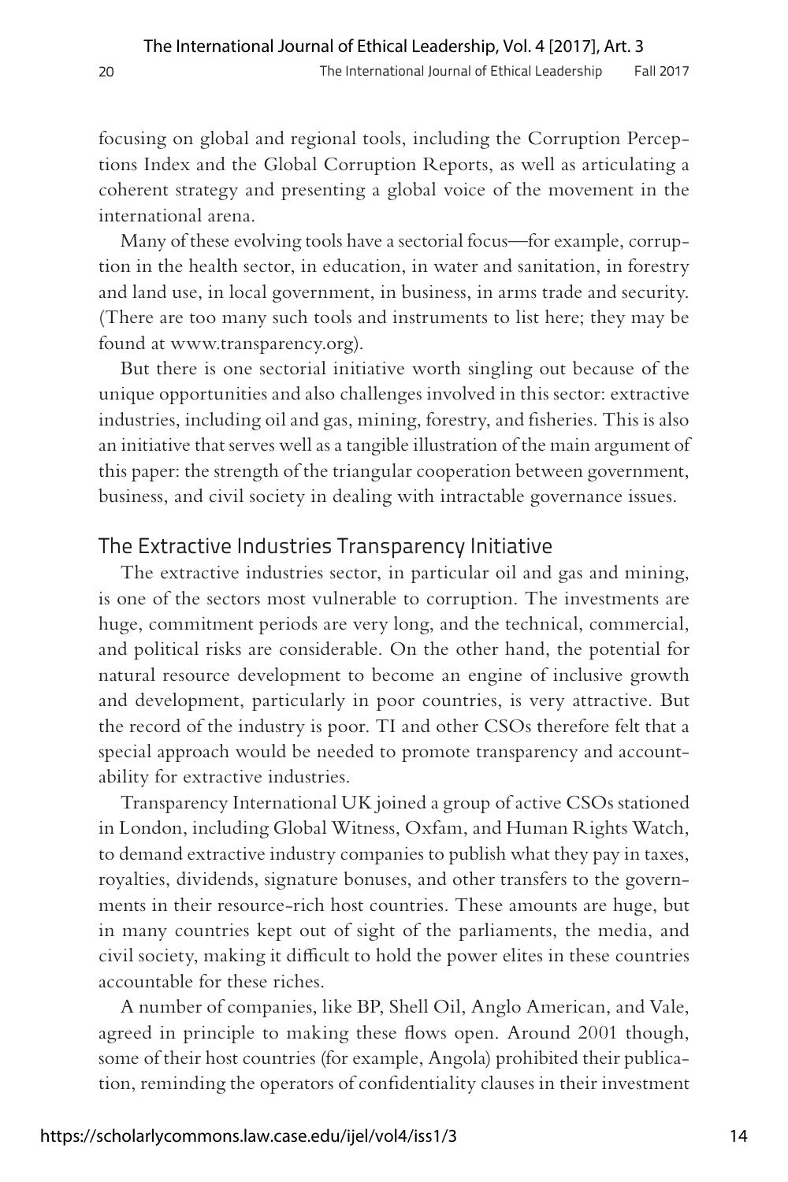focusing on global and regional tools, including the Corruption Perceptions Index and the Global Corruption Reports, as well as articulating a coherent strategy and presenting a global voice of the movement in the international arena.

Many of these evolving tools have a sectorial focus—for example, corruption in the health sector, in education, in water and sanitation, in forestry and land use, in local government, in business, in arms trade and security. (There are too many such tools and instruments to list here; they may be found at www.transparency.org).

But there is one sectorial initiative worth singling out because of the unique opportunities and also challenges involved in this sector: extractive industries, including oil and gas, mining, forestry, and fisheries. This is also an initiative that serves well as a tangible illustration of the main argument of this paper: the strength of the triangular cooperation between government, business, and civil society in dealing with intractable governance issues.

## The Extractive Industries Transparency Initiative

The extractive industries sector, in particular oil and gas and mining, is one of the sectors most vulnerable to corruption. The investments are huge, commitment periods are very long, and the technical, commercial, and political risks are considerable. On the other hand, the potential for natural resource development to become an engine of inclusive growth and development, particularly in poor countries, is very attractive. But the record of the industry is poor. TI and other CSOs therefore felt that a special approach would be needed to promote transparency and accountability for extractive industries.

Transparency International UK joined a group of active CSOs stationed in London, including Global Witness, Oxfam, and Human Rights Watch, to demand extractive industry companies to publish what they pay in taxes, royalties, dividends, signature bonuses, and other transfers to the governments in their resource-rich host countries. These amounts are huge, but in many countries kept out of sight of the parliaments, the media, and civil society, making it difficult to hold the power elites in these countries accountable for these riches.

A number of companies, like BP, Shell Oil, Anglo American, and Vale, agreed in principle to making these flows open. Around 2001 though, some of their host countries (for example, Angola) prohibited their publication, reminding the operators of confidentiality clauses in their investment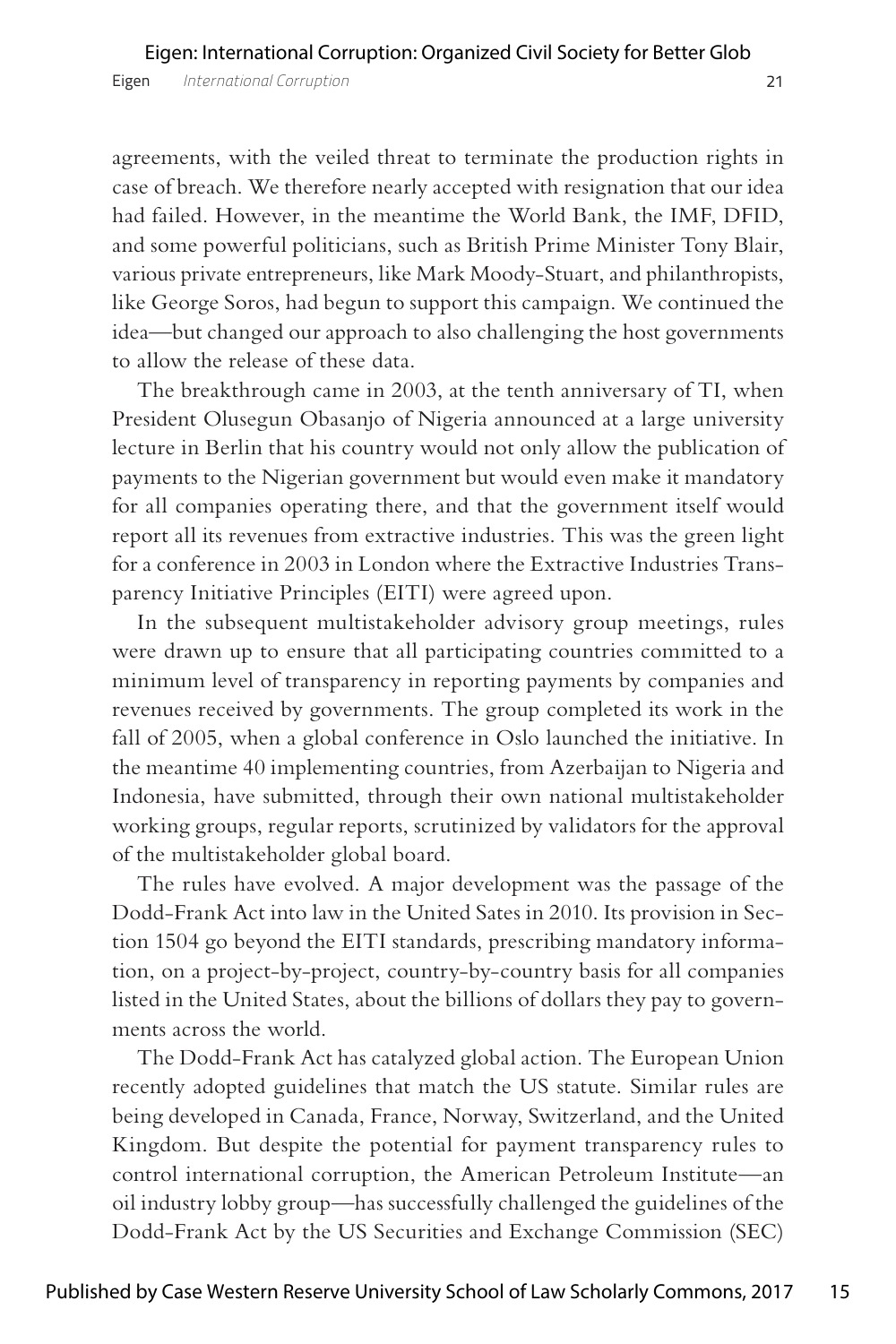agreements, with the veiled threat to terminate the production rights in case of breach. We therefore nearly accepted with resignation that our idea had failed. However, in the meantime the World Bank, the IMF, DFID, and some powerful politicians, such as British Prime Minister Tony Blair, various private entrepreneurs, like Mark Moody-Stuart, and philanthropists, like George Soros, had begun to support this campaign. We continued the idea—but changed our approach to also challenging the host governments to allow the release of these data.

The breakthrough came in 2003, at the tenth anniversary of TI, when President Olusegun Obasanjo of Nigeria announced at a large university lecture in Berlin that his country would not only allow the publication of payments to the Nigerian government but would even make it mandatory for all companies operating there, and that the government itself would report all its revenues from extractive industries. This was the green light for a conference in 2003 in London where the Extractive Industries Transparency Initiative Principles (EITI) were agreed upon.

In the subsequent multistakeholder advisory group meetings, rules were drawn up to ensure that all participating countries committed to a minimum level of transparency in reporting payments by companies and revenues received by governments. The group completed its work in the fall of 2005, when a global conference in Oslo launched the initiative. In the meantime 40 implementing countries, from Azerbaijan to Nigeria and Indonesia, have submitted, through their own national multistakeholder working groups, regular reports, scrutinized by validators for the approval of the multistakeholder global board.

The rules have evolved. A major development was the passage of the Dodd-Frank Act into law in the United Sates in 2010. Its provision in Section 1504 go beyond the EITI standards, prescribing mandatory information, on a project-by-project, country-by-country basis for all companies listed in the United States, about the billions of dollars they pay to governments across the world.

The Dodd-Frank Act has catalyzed global action. The European Union recently adopted guidelines that match the US statute. Similar rules are being developed in Canada, France, Norway, Switzerland, and the United Kingdom. But despite the potential for payment transparency rules to control international corruption, the American Petroleum Institute—an oil industry lobby group—has successfully challenged the guidelines of the Dodd-Frank Act by the US Securities and Exchange Commission (SEC)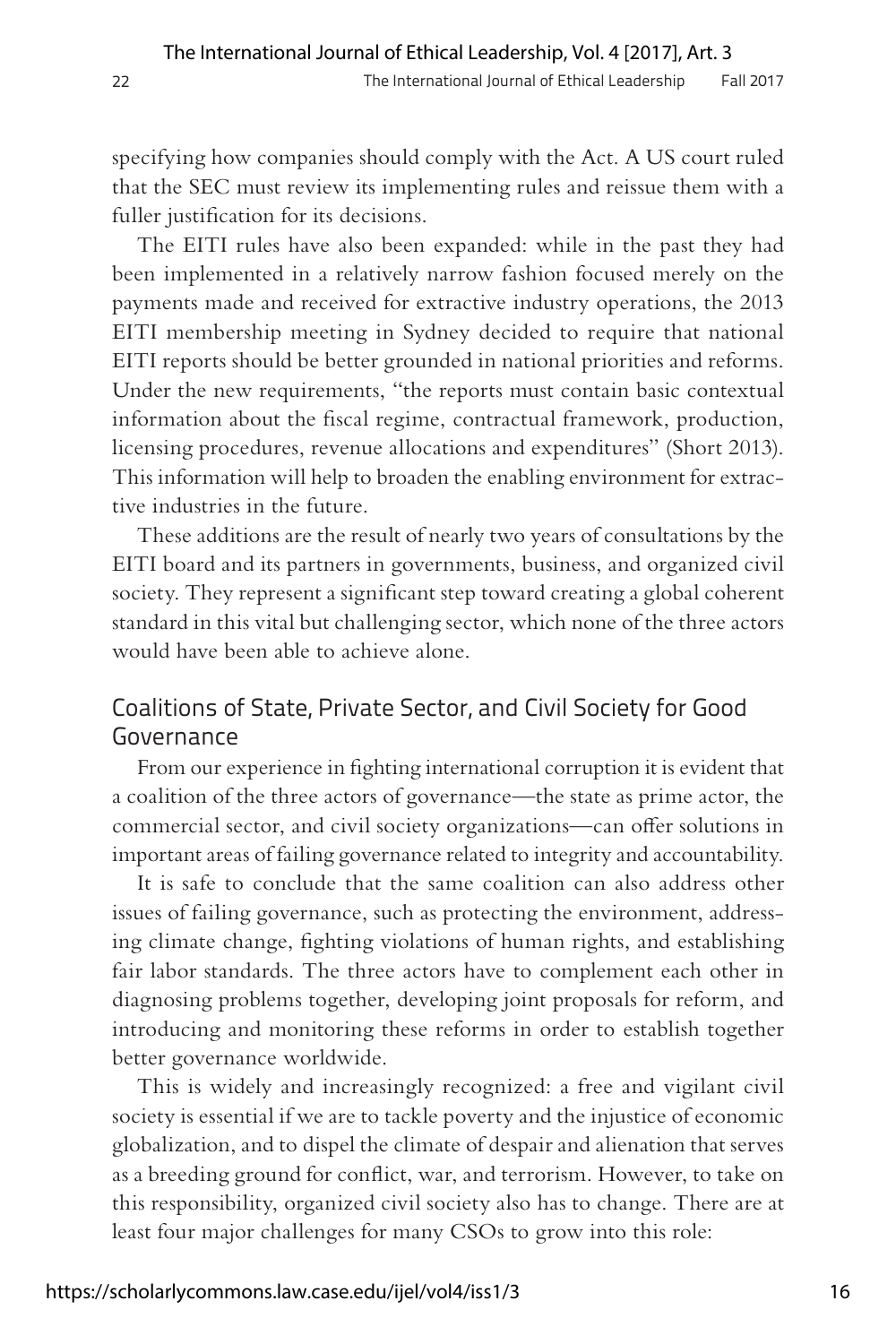specifying how companies should comply with the Act. A US court ruled that the SEC must review its implementing rules and reissue them with a fuller justification for its decisions.

The EITI rules have also been expanded: while in the past they had been implemented in a relatively narrow fashion focused merely on the payments made and received for extractive industry operations, the 2013 EITI membership meeting in Sydney decided to require that national EITI reports should be better grounded in national priorities and reforms. Under the new requirements, "the reports must contain basic contextual information about the fiscal regime, contractual framework, production, licensing procedures, revenue allocations and expenditures" (Short 2013). This information will help to broaden the enabling environment for extractive industries in the future.

These additions are the result of nearly two years of consultations by the EITI board and its partners in governments, business, and organized civil society. They represent a significant step toward creating a global coherent standard in this vital but challenging sector, which none of the three actors would have been able to achieve alone.

## Coalitions of State, Private Sector, and Civil Society for Good Governance

From our experience in fighting international corruption it is evident that a coalition of the three actors of governance—the state as prime actor, the commercial sector, and civil society organizations—can offer solutions in important areas of failing governance related to integrity and accountability.

It is safe to conclude that the same coalition can also address other issues of failing governance, such as protecting the environment, addressing climate change, fighting violations of human rights, and establishing fair labor standards. The three actors have to complement each other in diagnosing problems together, developing joint proposals for reform, and introducing and monitoring these reforms in order to establish together better governance worldwide.

This is widely and increasingly recognized: a free and vigilant civil society is essential if we are to tackle poverty and the injustice of economic globalization, and to dispel the climate of despair and alienation that serves as a breeding ground for conflict, war, and terrorism. However, to take on this responsibility, organized civil society also has to change. There are at least four major challenges for many CSOs to grow into this role: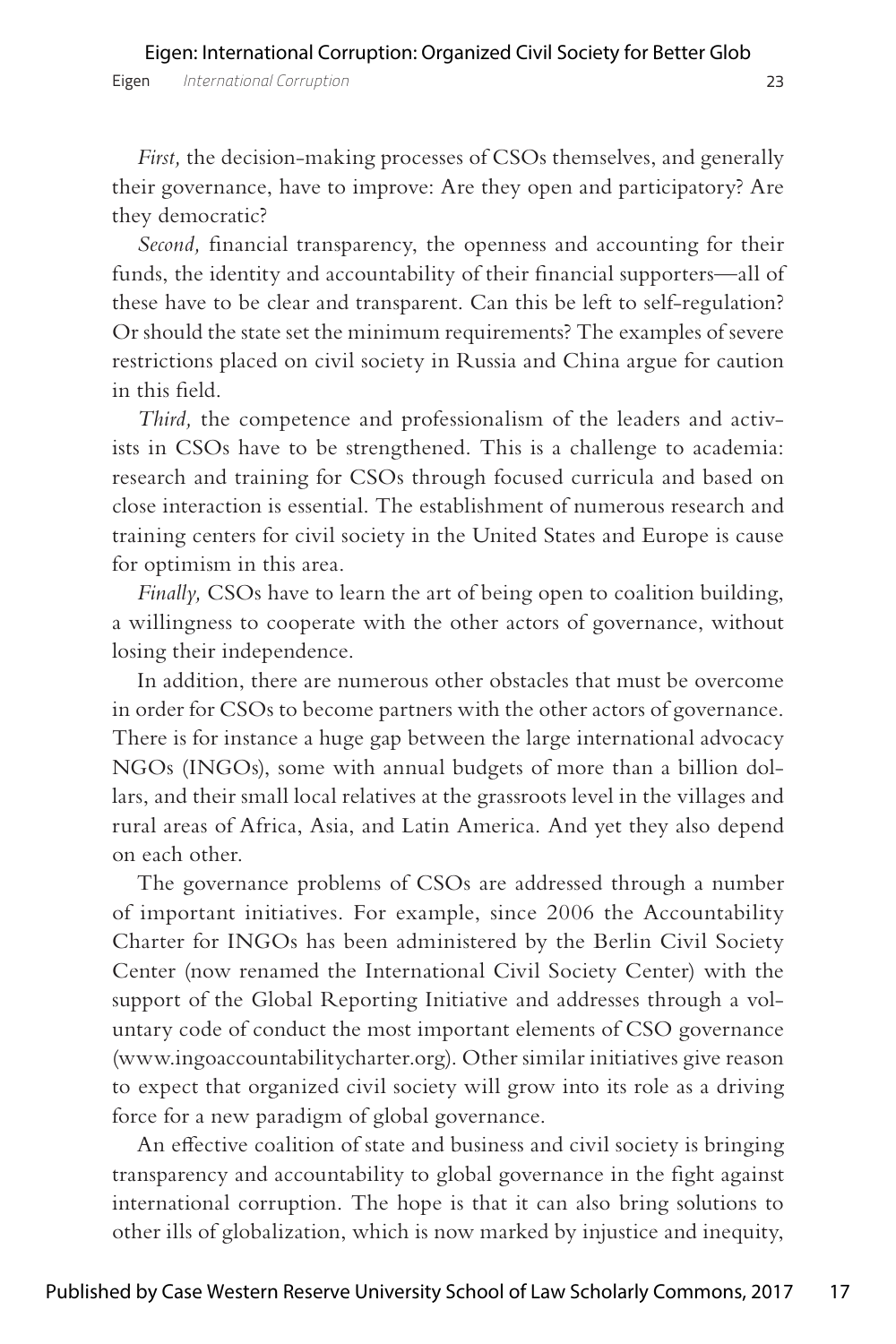*First,* the decision-making processes of CSOs themselves, and generally their governance, have to improve: Are they open and participatory? Are they democratic?

*Second,* financial transparency, the openness and accounting for their funds, the identity and accountability of their financial supporters—all of these have to be clear and transparent. Can this be left to self-regulation? Or should the state set the minimum requirements? The examples of severe restrictions placed on civil society in Russia and China argue for caution in this field.

*Third,* the competence and professionalism of the leaders and activists in CSOs have to be strengthened. This is a challenge to academia: research and training for CSOs through focused curricula and based on close interaction is essential. The establishment of numerous research and training centers for civil society in the United States and Europe is cause for optimism in this area.

*Finally,* CSOs have to learn the art of being open to coalition building, a willingness to cooperate with the other actors of governance, without losing their independence.

In addition, there are numerous other obstacles that must be overcome in order for CSOs to become partners with the other actors of governance. There is for instance a huge gap between the large international advocacy NGOs (INGOs), some with annual budgets of more than a billion dollars, and their small local relatives at the grassroots level in the villages and rural areas of Africa, Asia, and Latin America. And yet they also depend on each other.

The governance problems of CSOs are addressed through a number of important initiatives. For example, since 2006 the Accountability Charter for INGOs has been administered by the Berlin Civil Society Center (now renamed the International Civil Society Center) with the support of the Global Reporting Initiative and addresses through a voluntary code of conduct the most important elements of CSO governance (www.ingoaccountabilitycharter.org). Other similar initiatives give reason to expect that organized civil society will grow into its role as a driving force for a new paradigm of global governance.

An effective coalition of state and business and civil society is bringing transparency and accountability to global governance in the fight against international corruption. The hope is that it can also bring solutions to other ills of globalization, which is now marked by injustice and inequity,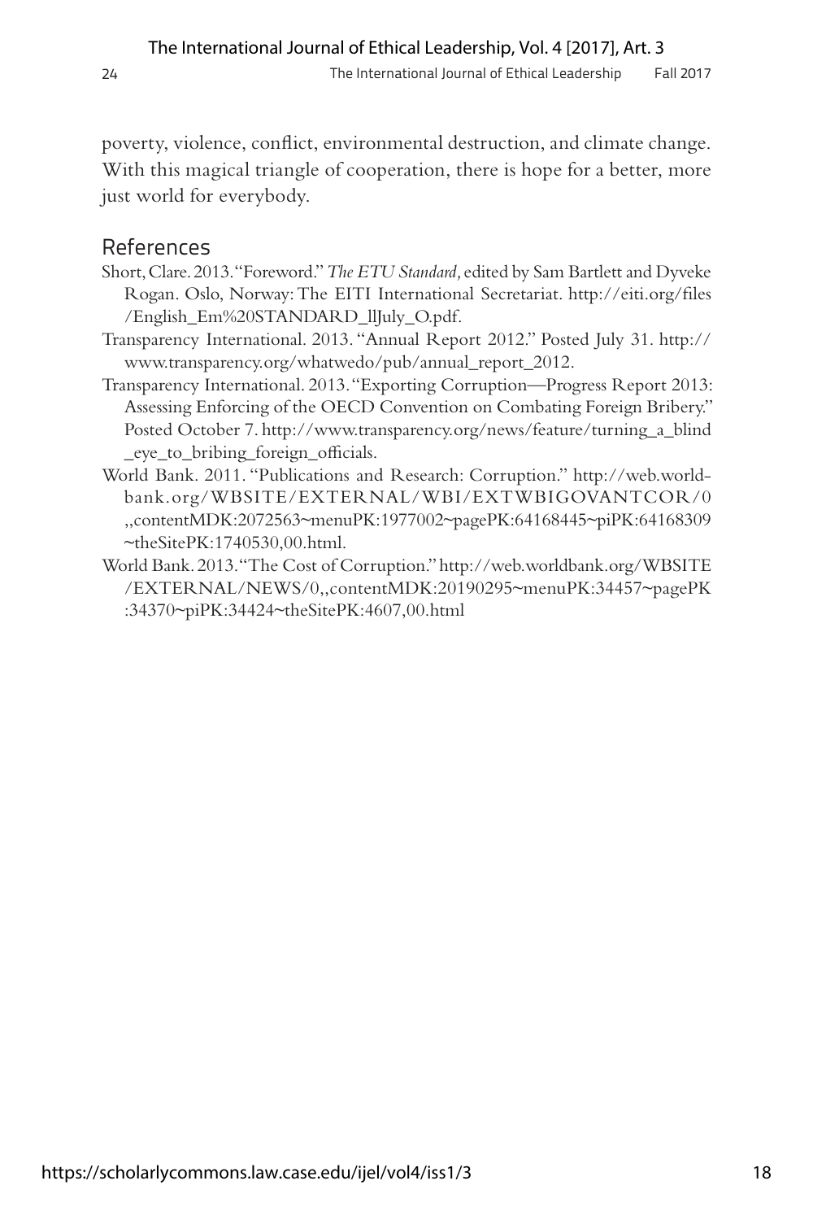poverty, violence, conflict, environmental destruction, and climate change. With this magical triangle of cooperation, there is hope for a better, more just world for everybody.

## References

Short, Clare. 2013. "Foreword." *The ETU Standard,* edited by Sam Bartlett and Dyveke Rogan. Oslo, Norway: The EITI International Secretariat. http://eiti.org/files/English_Em%20STANDARD_llJuly_O.pdf.

Transparency International. 2013. "Annual Report 2012." Posted July 31. http://www.transparency.org/whatwedo/pub/annual_report_2012.

Transparency International. 2013. "Exporting Corruption—Progress Report 2013: Assessing Enforcing of the OECD Convention on Combating Foreign Bribery." Posted October 7. http://www.transparency.org/news/feature/turning_a_blind_eye_to_bribing_foreign_officials.

World Bank. 2011. "Publications and Research: Corruption." http://web.worldbank.org/WBSITE/EXTERNAL/WBI/EXTWBIGOVANTCOR/0,,contentMDK:2072563~menuPK:1977002~pagePK:64168445~piPK:64168309~theSitePK:1740530,00.html.

World Bank. 2013. "The Cost of Corruption." http://web.worldbank.org/WBSITE/EXTERNAL/NEWS/0,,contentMDK:20190295~menuPK:34457~pagePK:34370~piPK:34424~theSitePK:4607,00.html